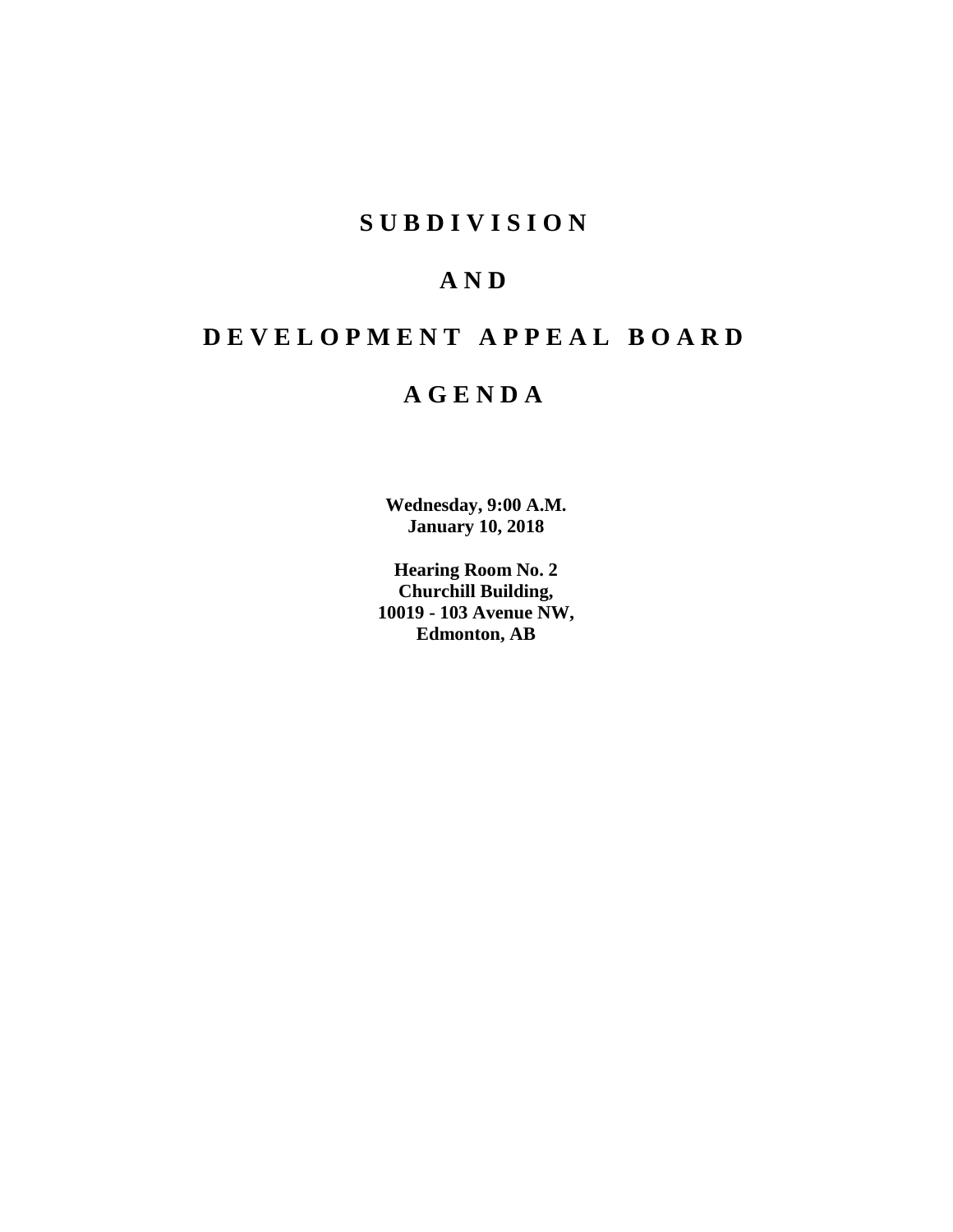# SUBDIVISION

# AND

# DEVELOPMENT APPEAL BOARD

# AGENDA

**Wednesday, 9:00 A.M.**
**January 10, 2018**

**Hearing Room No. 2**
**Churchill Building,**
**10019 - 103 Avenue NW,**
**Edmonton, AB**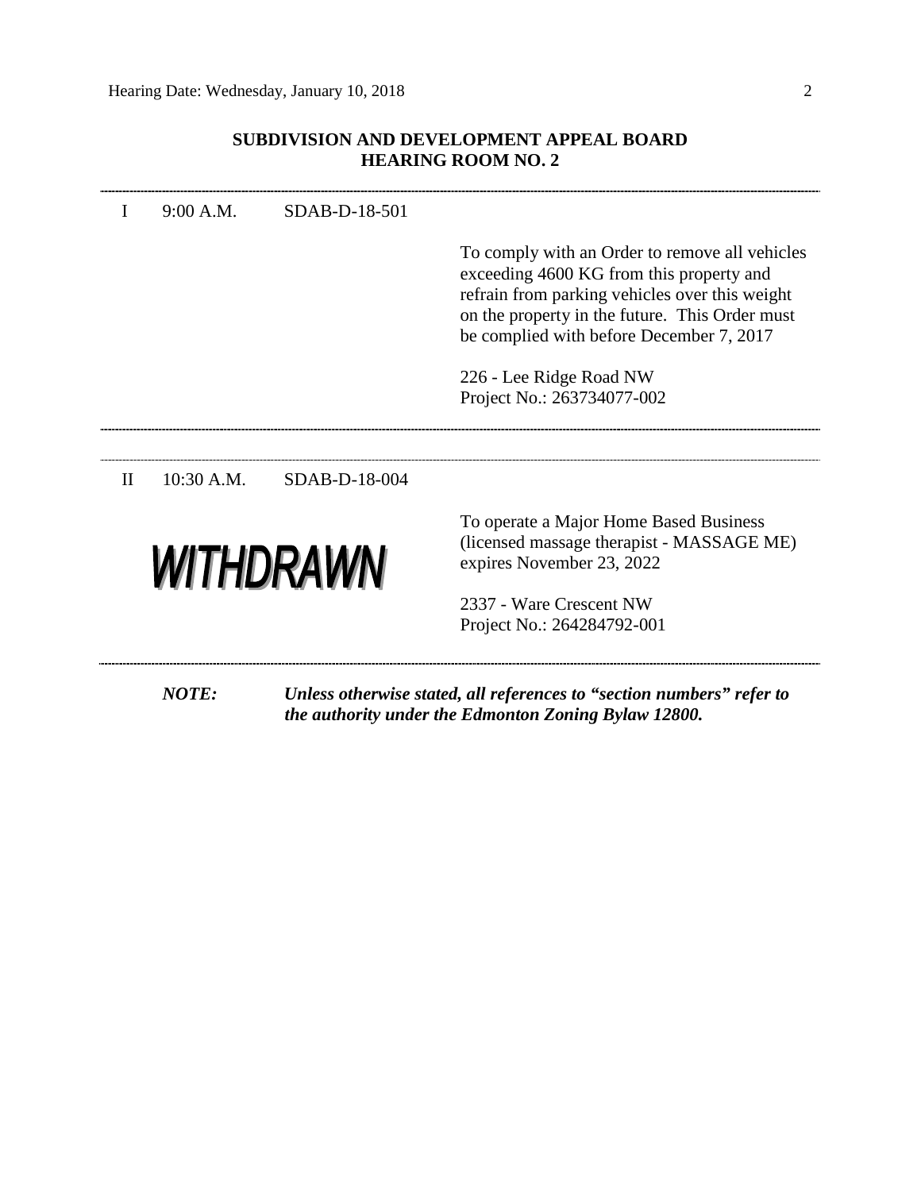## SUBDIVISION AND DEVELOPMENT APPEAL BOARD
## HEARING ROOM NO. 2

---

I 9:00 A.M. SDAB-D-18-501

To comply with an Order to remove all vehicles exceeding 4600 KG from this property and refrain from parking vehicles over this weight on the property in the future. This Order must be complied with before December 7, 2017

226 - Lee Ridge Road NW
Project No.: 263734077-002

---

---

II 10:30 A.M. SDAB-D-18-004

**WITHDRAWN**

To operate a Major Home Based Business (licensed massage therapist - MASSAGE ME) expires November 23, 2022

2337 - Ware Crescent NW
Project No.: 264284792-001

---

***NOTE:*** ***Unless otherwise stated, all references to "section numbers" refer to the authority under the Edmonton Zoning Bylaw 12800.***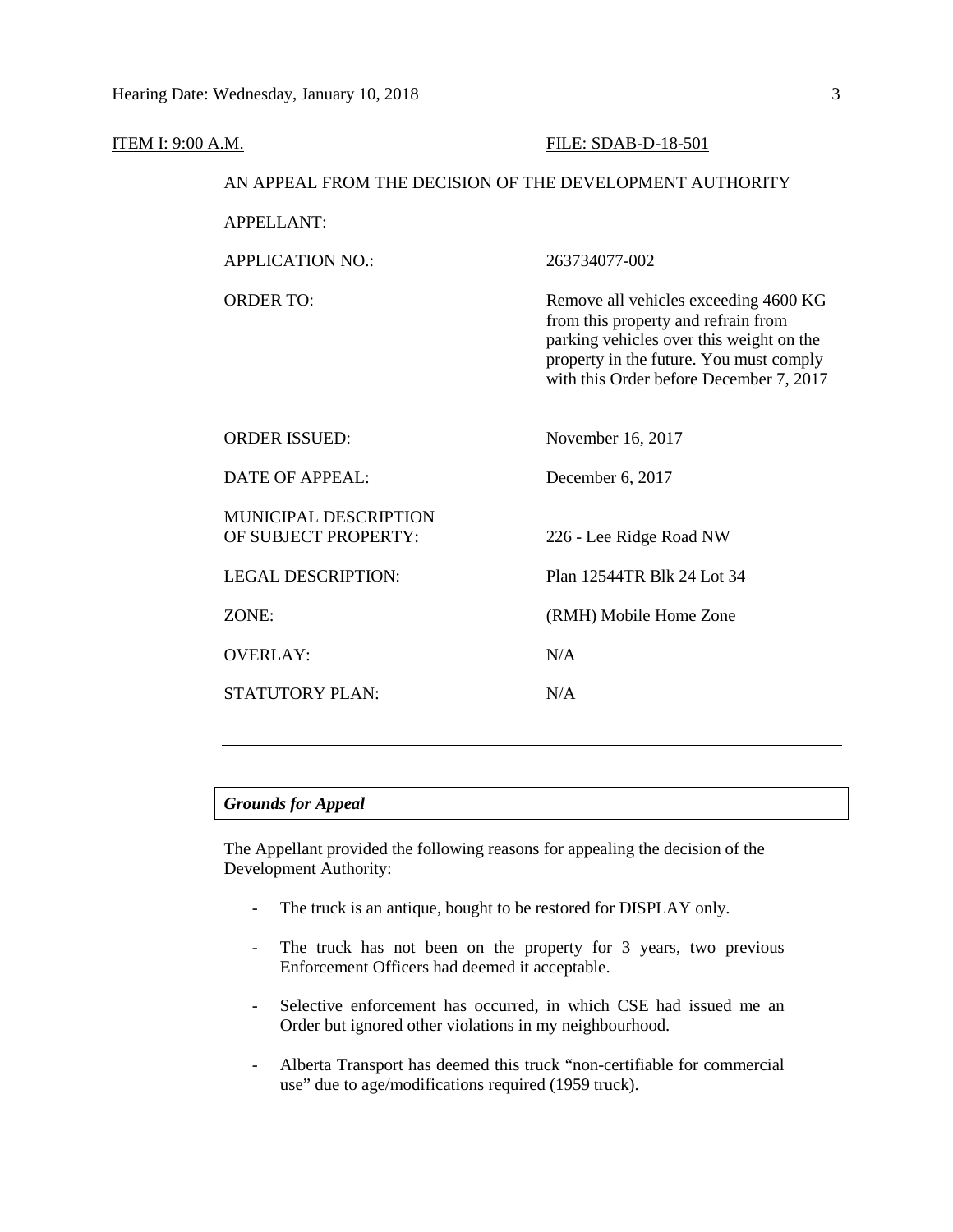ITEM I: 9:00 A.M. FILE: SDAB-D-18-501

AN APPEAL FROM THE DECISION OF THE DEVELOPMENT AUTHORITY

| | |
|---|---|
| APPELLANT: | |
| APPLICATION NO.: | 263734077-002 |
| ORDER TO: | Remove all vehicles exceeding 4600 KG from this property and refrain from parking vehicles over this weight on the property in the future. You must comply with this Order before December 7, 2017 |
| ORDER ISSUED: | November 16, 2017 |
| DATE OF APPEAL: | December 6, 2017 |
| MUNICIPAL DESCRIPTION OF SUBJECT PROPERTY: | 226 - Lee Ridge Road NW |
| LEGAL DESCRIPTION: | Plan 12544TR Blk 24 Lot 34 |
| ZONE: | (RMH) Mobile Home Zone |
| OVERLAY: | N/A |
| STATUTORY PLAN: | N/A |

---

***Grounds for Appeal***

The Appellant provided the following reasons for appealing the decision of the Development Authority:

- The truck is an antique, bought to be restored for DISPLAY only.
- The truck has not been on the property for 3 years, two previous Enforcement Officers had deemed it acceptable.
- Selective enforcement has occurred, in which CSE had issued me an Order but ignored other violations in my neighbourhood.
- Alberta Transport has deemed this truck "non-certifiable for commercial use" due to age/modifications required (1959 truck).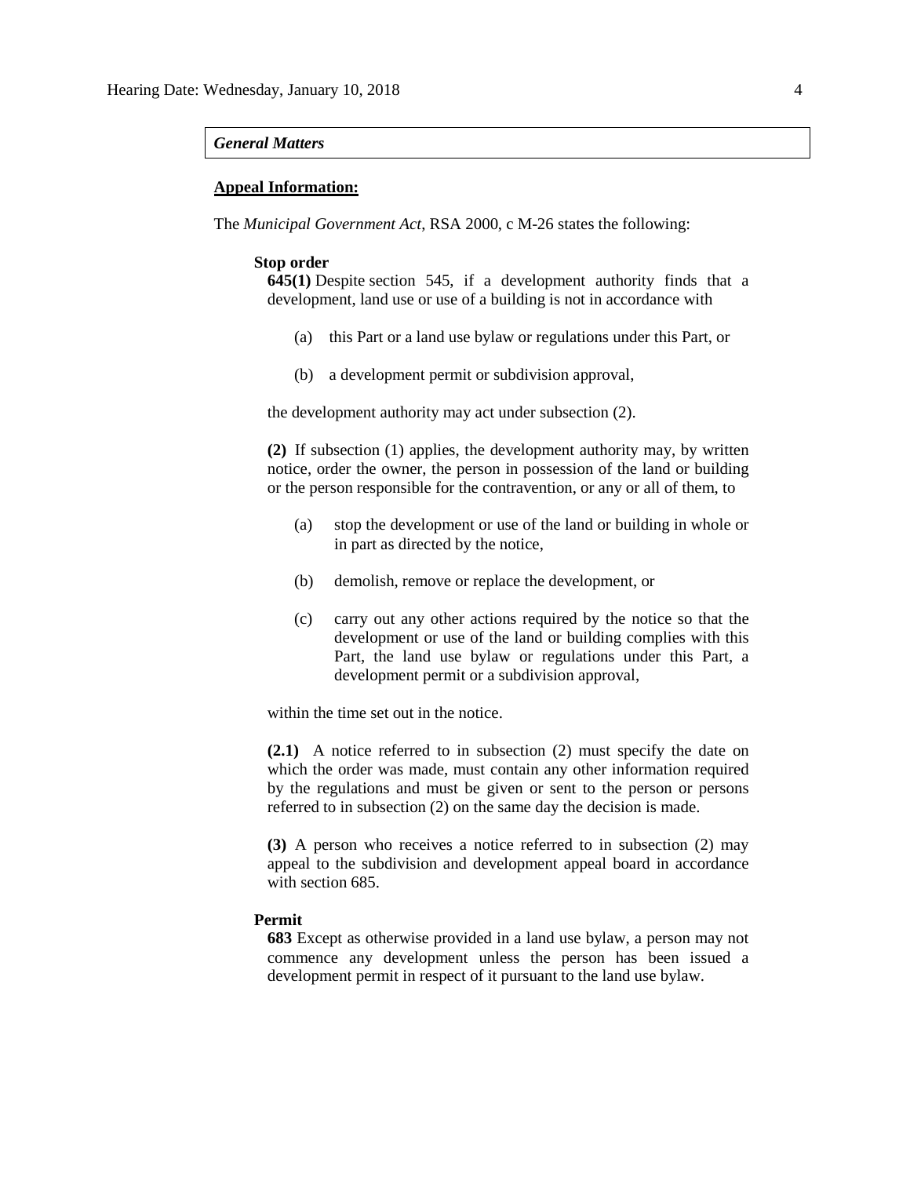***General Matters***

**Appeal Information:**

The *Municipal Government Act*, RSA 2000, c M-26 states the following:

**Stop order**

**645(1)** Despite section 545, if a development authority finds that a development, land use or use of a building is not in accordance with

(a) this Part or a land use bylaw or regulations under this Part, or

(b) a development permit or subdivision approval,

the development authority may act under subsection (2).

**(2)** If subsection (1) applies, the development authority may, by written notice, order the owner, the person in possession of the land or building or the person responsible for the contravention, or any or all of them, to

(a) stop the development or use of the land or building in whole or in part as directed by the notice,

(b) demolish, remove or replace the development, or

(c) carry out any other actions required by the notice so that the development or use of the land or building complies with this Part, the land use bylaw or regulations under this Part, a development permit or a subdivision approval,

within the time set out in the notice.

**(2.1)** A notice referred to in subsection (2) must specify the date on which the order was made, must contain any other information required by the regulations and must be given or sent to the person or persons referred to in subsection (2) on the same day the decision is made.

**(3)** A person who receives a notice referred to in subsection (2) may appeal to the subdivision and development appeal board in accordance with section 685.

**Permit**

**683** Except as otherwise provided in a land use bylaw, a person may not commence any development unless the person has been issued a development permit in respect of it pursuant to the land use bylaw.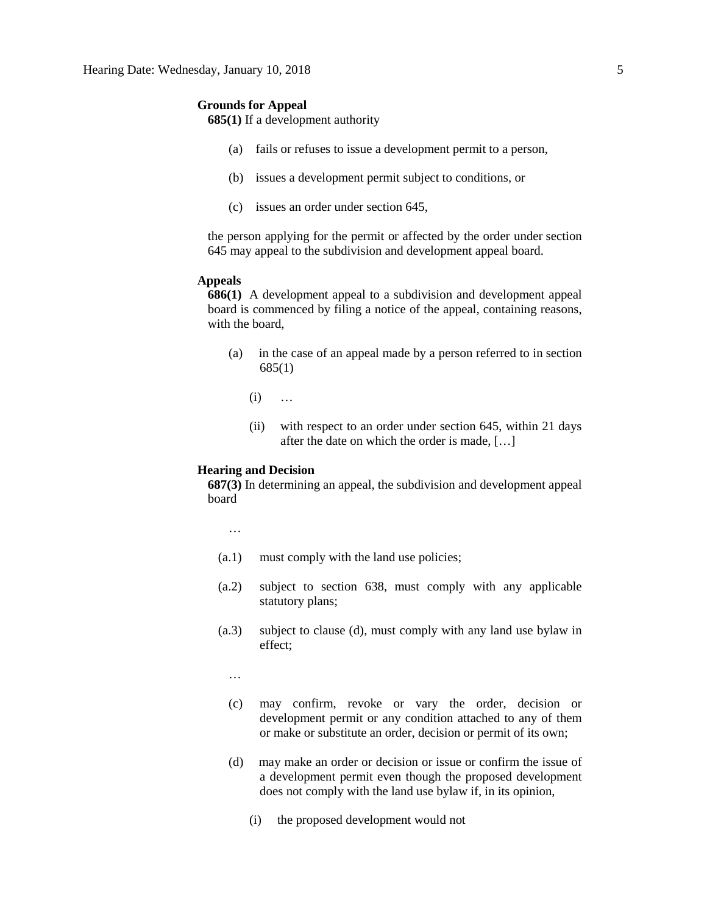**Grounds for Appeal**

**685(1)** If a development authority

(a) fails or refuses to issue a development permit to a person,

(b) issues a development permit subject to conditions, or

(c) issues an order under section 645,

the person applying for the permit or affected by the order under section 645 may appeal to the subdivision and development appeal board.

**Appeals**

**686(1)** A development appeal to a subdivision and development appeal board is commenced by filing a notice of the appeal, containing reasons, with the board,

(a) in the case of an appeal made by a person referred to in section 685(1)

(i) …

(ii) with respect to an order under section 645, within 21 days after the date on which the order is made, […]

**Hearing and Decision**

**687(3)** In determining an appeal, the subdivision and development appeal board

…

(a.1) must comply with the land use policies;

(a.2) subject to section 638, must comply with any applicable statutory plans;

(a.3) subject to clause (d), must comply with any land use bylaw in effect;

…

(c) may confirm, revoke or vary the order, decision or development permit or any condition attached to any of them or make or substitute an order, decision or permit of its own;

(d) may make an order or decision or issue or confirm the issue of a development permit even though the proposed development does not comply with the land use bylaw if, in its opinion,

(i) the proposed development would not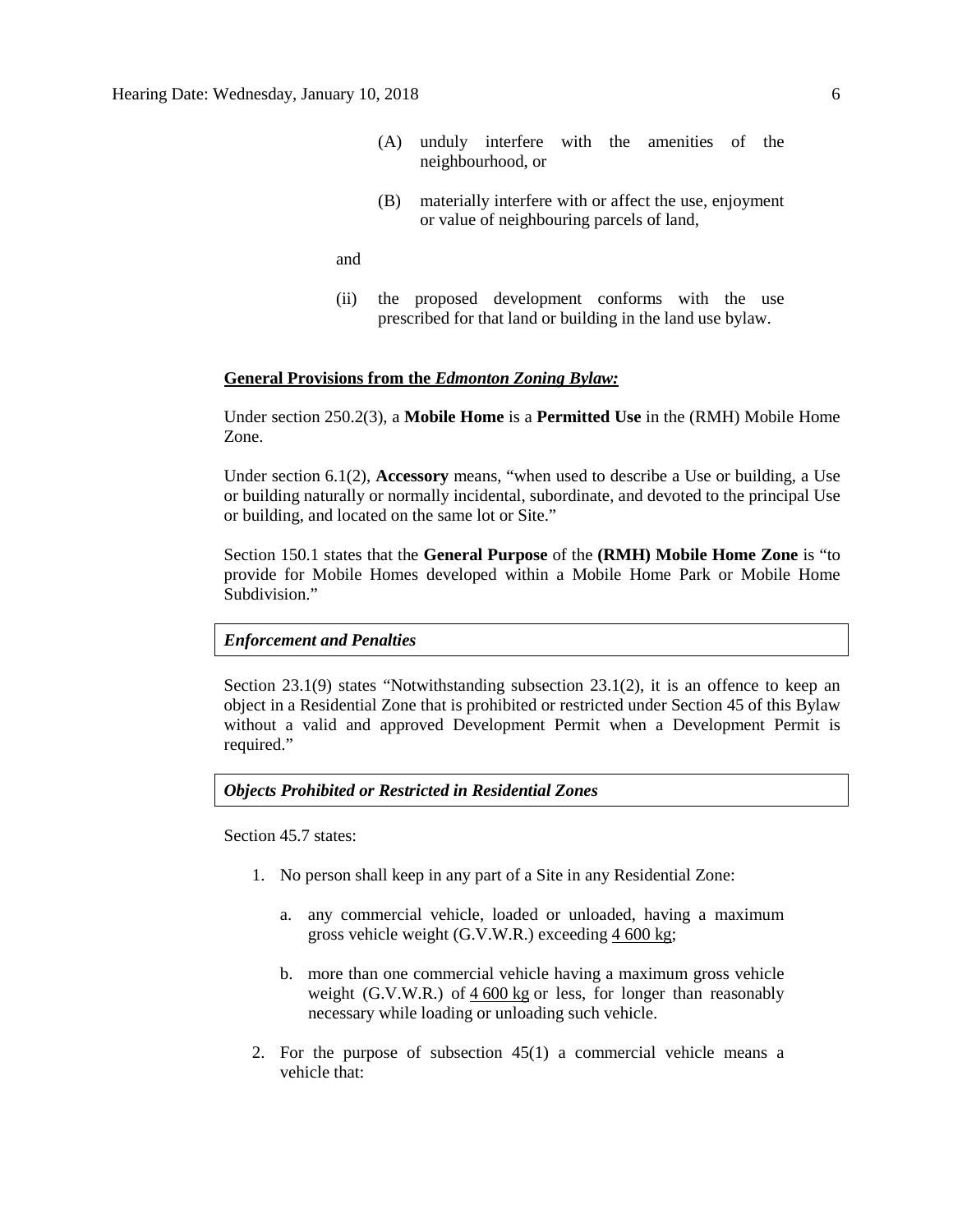(A) unduly interfere with the amenities of the neighbourhood, or

(B) materially interfere with or affect the use, enjoyment or value of neighbouring parcels of land,

and

(ii) the proposed development conforms with the use prescribed for that land or building in the land use bylaw.

**General Provisions from the *Edmonton Zoning Bylaw:***

Under section 250.2(3), a **Mobile Home** is a **Permitted Use** in the (RMH) Mobile Home Zone.

Under section 6.1(2), **Accessory** means, "when used to describe a Use or building, a Use or building naturally or normally incidental, subordinate, and devoted to the principal Use or building, and located on the same lot or Site."

Section 150.1 states that the **General Purpose** of the **(RMH) Mobile Home Zone** is "to provide for Mobile Homes developed within a Mobile Home Park or Mobile Home Subdivision."

***Enforcement and Penalties***

Section 23.1(9) states "Notwithstanding subsection 23.1(2), it is an offence to keep an object in a Residential Zone that is prohibited or restricted under Section 45 of this Bylaw without a valid and approved Development Permit when a Development Permit is required."

***Objects Prohibited or Restricted in Residential Zones***

Section 45.7 states:

1. No person shall keep in any part of a Site in any Residential Zone:

   a. any commercial vehicle, loaded or unloaded, having a maximum gross vehicle weight (G.V.W.R.) exceeding 4 600 kg;

   b. more than one commercial vehicle having a maximum gross vehicle weight (G.V.W.R.) of 4 600 kg or less, for longer than reasonably necessary while loading or unloading such vehicle.

2. For the purpose of subsection 45(1) a commercial vehicle means a vehicle that: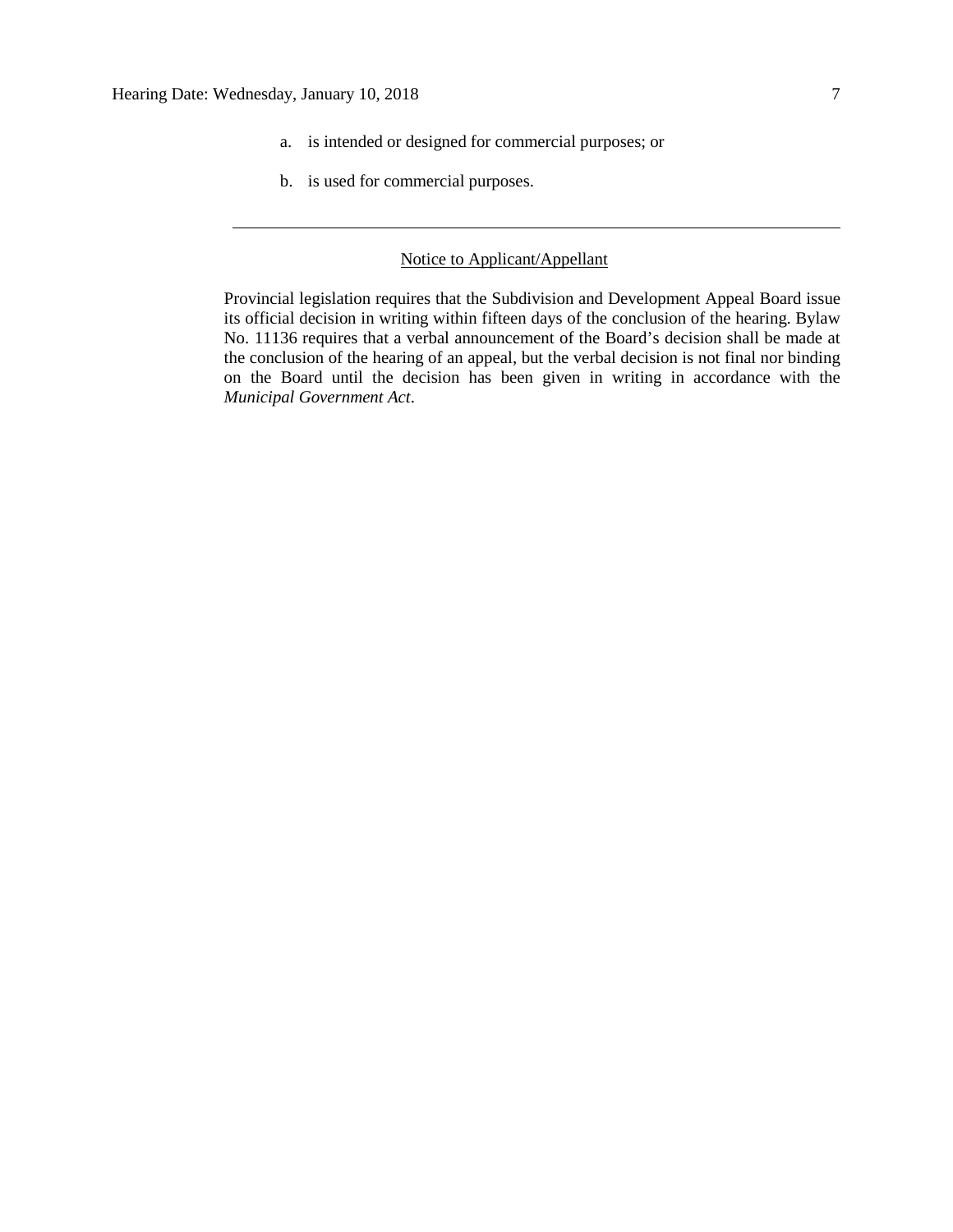a. is intended or designed for commercial purposes; or

b. is used for commercial purposes.

---

Notice to Applicant/Appellant

Provincial legislation requires that the Subdivision and Development Appeal Board issue its official decision in writing within fifteen days of the conclusion of the hearing. Bylaw No. 11136 requires that a verbal announcement of the Board's decision shall be made at the conclusion of the hearing of an appeal, but the verbal decision is not final nor binding on the Board until the decision has been given in writing in accordance with the *Municipal Government Act*.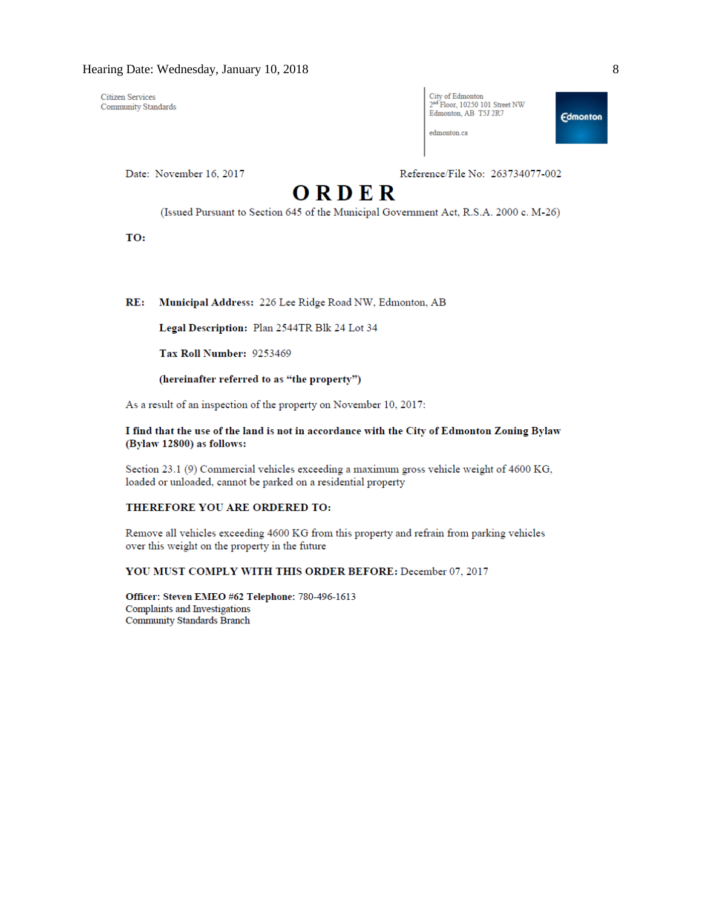Citizen Services
Community Standards

City of Edmonton
2nd Floor, 10250 101 Street NW
Edmonton, AB T5J 2R7

edmonton.ca

Date: November 16, 2017 Reference/File No: 263734077-002

# ORDER

(Issued Pursuant to Section 645 of the Municipal Government Act, R.S.A. 2000 c. M-26)

**TO:**

**RE:** **Municipal Address:** 226 Lee Ridge Road NW, Edmonton, AB

**Legal Description:** Plan 2544TR Blk 24 Lot 34

**Tax Roll Number:** 9253469

**(hereinafter referred to as "the property")**

As a result of an inspection of the property on November 10, 2017:

**I find that the use of the land is not in accordance with the City of Edmonton Zoning Bylaw (Bylaw 12800) as follows:**

Section 23.1 (9) Commercial vehicles exceeding a maximum gross vehicle weight of 4600 KG, loaded or unloaded, cannot be parked on a residential property

**THEREFORE YOU ARE ORDERED TO:**

Remove all vehicles exceeding 4600 KG from this property and refrain from parking vehicles over this weight on the property in the future

**YOU MUST COMPLY WITH THIS ORDER BEFORE:** December 07, 2017

**Officer: Steven EMEO #62 Telephone:** 780-496-1613
Complaints and Investigations
Community Standards Branch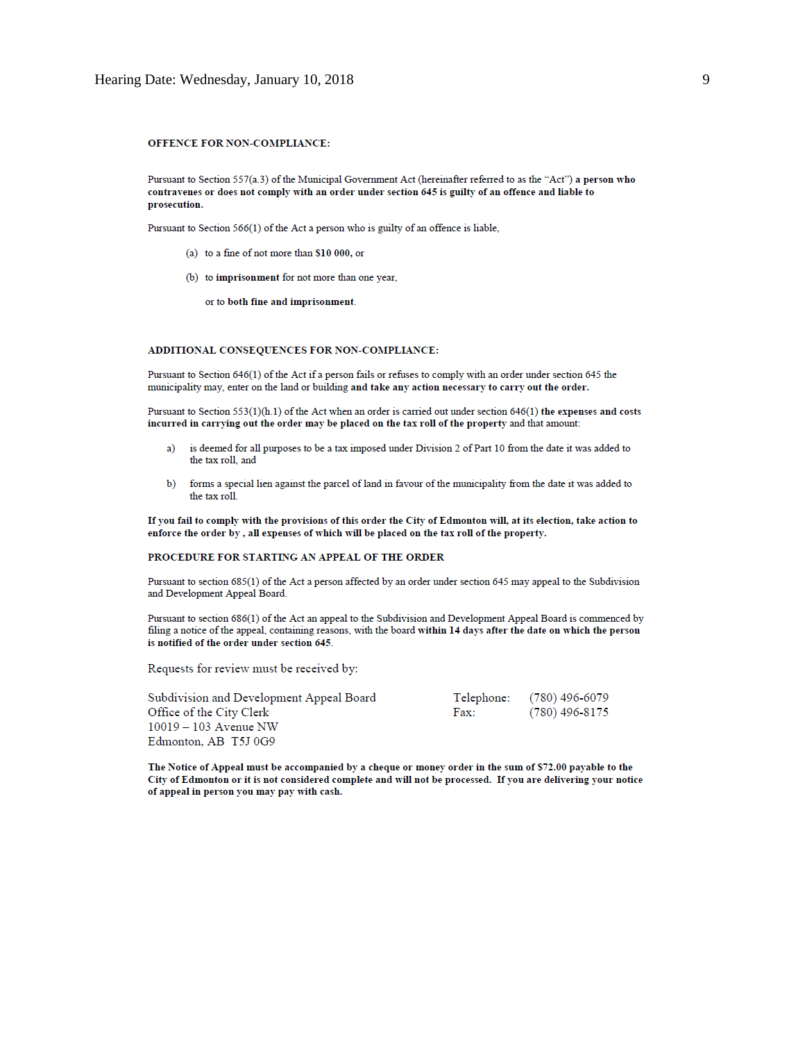**OFFENCE FOR NON-COMPLIANCE:**

Pursuant to Section 557(a.3) of the Municipal Government Act (hereinafter referred to as the "Act") **a person who contravenes or does not comply with an order under section 645 is guilty of an offence and liable to prosecution.**

Pursuant to Section 566(1) of the Act a person who is guilty of an offence is liable,

(a) to a fine of not more than **$10 000**, or

(b) to **imprisonment** for not more than one year,

or to **both fine and imprisonment**.

**ADDITIONAL CONSEQUENCES FOR NON-COMPLIANCE:**

Pursuant to Section 646(1) of the Act if a person fails or refuses to comply with an order under section 645 the municipality may, enter on the land or building **and take any action necessary to carry out the order.**

Pursuant to Section 553(1)(h.1) of the Act when an order is carried out under section 646(1) **the expenses and costs incurred in carrying out the order may be placed on the tax roll of the property** and that amount:

a) is deemed for all purposes to be a tax imposed under Division 2 of Part 10 from the date it was added to the tax roll, and

b) forms a special lien against the parcel of land in favour of the municipality from the date it was added to the tax roll.

**If you fail to comply with the provisions of this order the City of Edmonton will, at its election, take action to enforce the order by , all expenses of which will be placed on the tax roll of the property.**

**PROCEDURE FOR STARTING AN APPEAL OF THE ORDER**

Pursuant to section 685(1) of the Act a person affected by an order under section 645 may appeal to the Subdivision and Development Appeal Board.

Pursuant to section 686(1) of the Act an appeal to the Subdivision and Development Appeal Board is commenced by filing a notice of the appeal, containing reasons, with the board **within 14 days after the date on which the person is notified of the order under section 645**.

Requests for review must be received by:

Subdivision and Development Appeal Board
Office of the City Clerk
10019 – 103 Avenue NW
Edmonton, AB T5J 0G9

Telephone: (780) 496-6079
Fax: (780) 496-8175

**The Notice of Appeal must be accompanied by a cheque or money order in the sum of $72.00 payable to the City of Edmonton or it is not considered complete and will not be processed. If you are delivering your notice of appeal in person you may pay with cash.**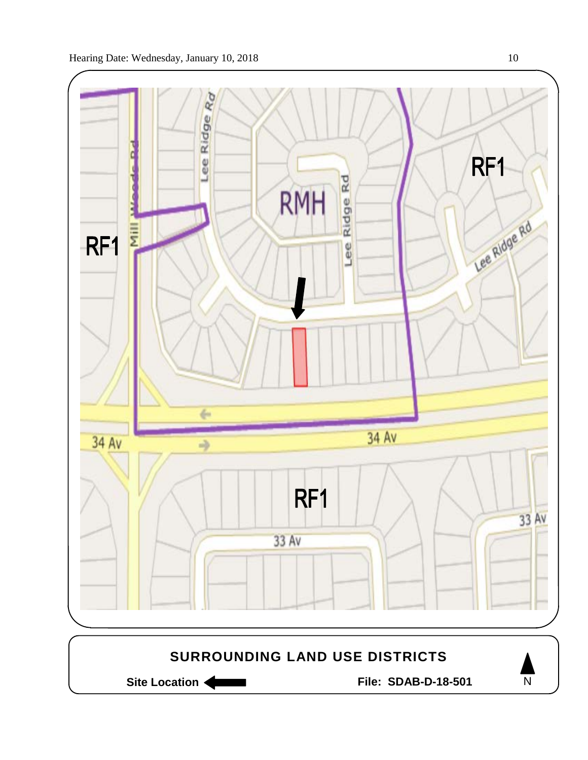RF1

RMH

RF1

RF1

Lee Ridge Rd

Lee Ridge Rd

Lee Ridge Rd

Mill Woods Rd

34 Av

34 Av

33 Av

33 Av

**SURROUNDING LAND USE DISTRICTS**

**Site Location** ⬅

**File: SDAB-D-18-501**

N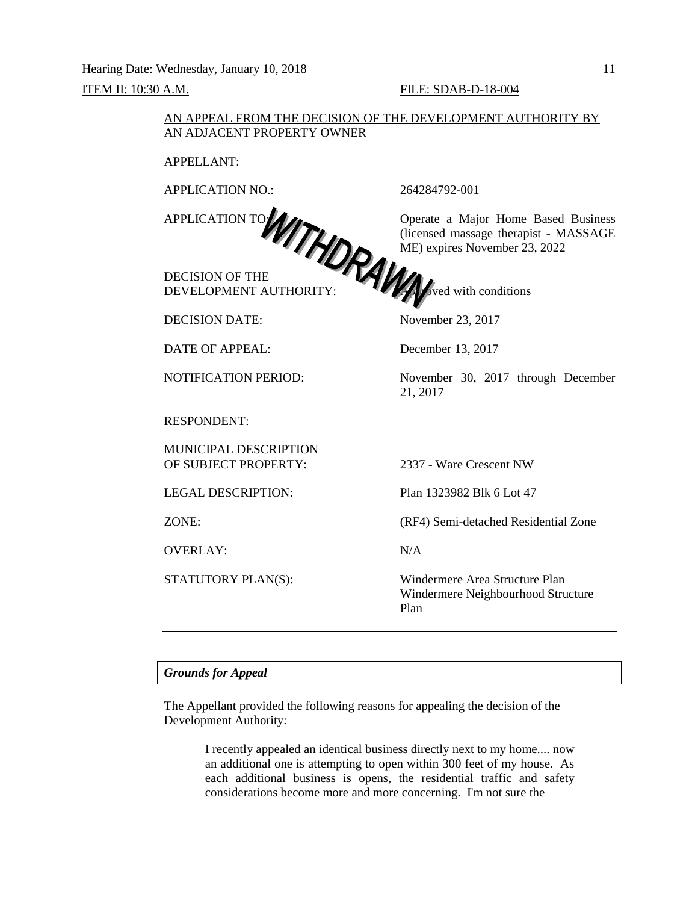Hearing Date: Wednesday, January 10, 2018

ITEM II: 10:30 A.M. FILE: SDAB-D-18-004

AN APPEAL FROM THE DECISION OF THE DEVELOPMENT AUTHORITY BY AN ADJACENT PROPERTY OWNER

WITHDRAWN

| | |
|---|---|
| APPELLANT: | |
| APPLICATION NO.: | 264284792-001 |
| APPLICATION TO: | Operate a Major Home Based Business (licensed massage therapist - MASSAGE ME) expires November 23, 2022 |
| DECISION OF THE DEVELOPMENT AUTHORITY: | Approved with conditions |
| DECISION DATE: | November 23, 2017 |
| DATE OF APPEAL: | December 13, 2017 |
| NOTIFICATION PERIOD: | November 30, 2017 through December 21, 2017 |
| RESPONDENT: | |
| MUNICIPAL DESCRIPTION OF SUBJECT PROPERTY: | 2337 - Ware Crescent NW |
| LEGAL DESCRIPTION: | Plan 1323982 Blk 6 Lot 47 |
| ZONE: | (RF4) Semi-detached Residential Zone |
| OVERLAY: | N/A |
| STATUTORY PLAN(S): | Windermere Area Structure Plan<br>Windermere Neighbourhood Structure Plan |

---

***Grounds for Appeal***

The Appellant provided the following reasons for appealing the decision of the Development Authority:

> I recently appealed an identical business directly next to my home.... now an additional one is attempting to open within 300 feet of my house. As each additional business is opens, the residential traffic and safety considerations become more and more concerning. I'm not sure the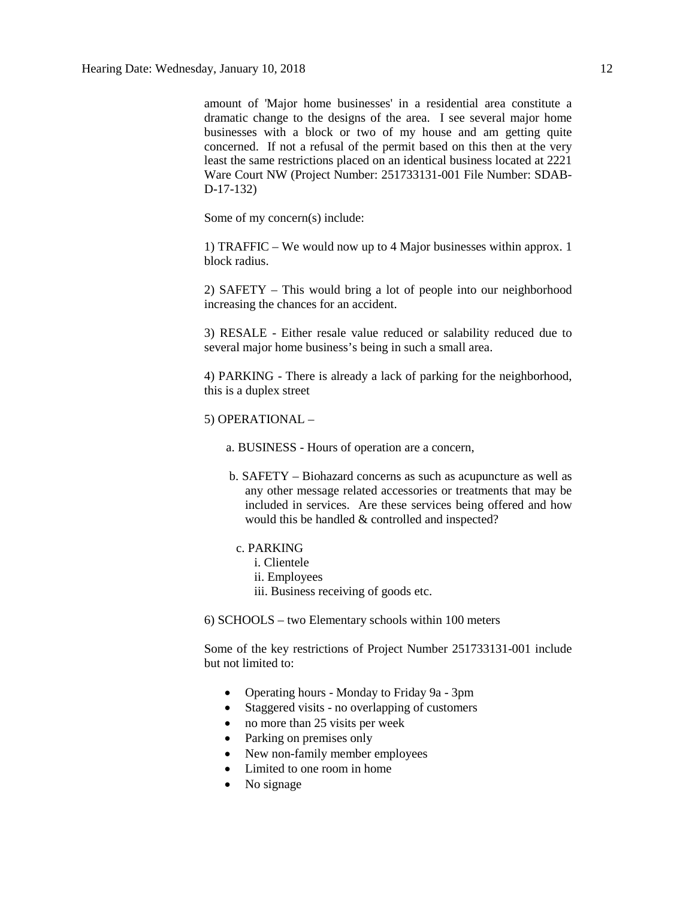amount of 'Major home businesses' in a residential area constitute a dramatic change to the designs of the area. I see several major home businesses with a block or two of my house and am getting quite concerned. If not a refusal of the permit based on this then at the very least the same restrictions placed on an identical business located at 2221 Ware Court NW (Project Number: 251733131-001 File Number: SDAB-D-17-132)

Some of my concern(s) include:

1) TRAFFIC – We would now up to 4 Major businesses within approx. 1 block radius.

2) SAFETY – This would bring a lot of people into our neighborhood increasing the chances for an accident.

3) RESALE - Either resale value reduced or salability reduced due to several major home business's being in such a small area.

4) PARKING - There is already a lack of parking for the neighborhood, this is a duplex street

5) OPERATIONAL –

a. BUSINESS - Hours of operation are a concern,

b. SAFETY – Biohazard concerns as such as acupuncture as well as any other message related accessories or treatments that may be included in services. Are these services being offered and how would this be handled & controlled and inspected?

c. PARKING
  i. Clientele
  ii. Employees
  iii. Business receiving of goods etc.

6) SCHOOLS – two Elementary schools within 100 meters

Some of the key restrictions of Project Number 251733131-001 include but not limited to:

- Operating hours - Monday to Friday 9a - 3pm
- Staggered visits - no overlapping of customers
- no more than 25 visits per week
- Parking on premises only
- New non-family member employees
- Limited to one room in home
- No signage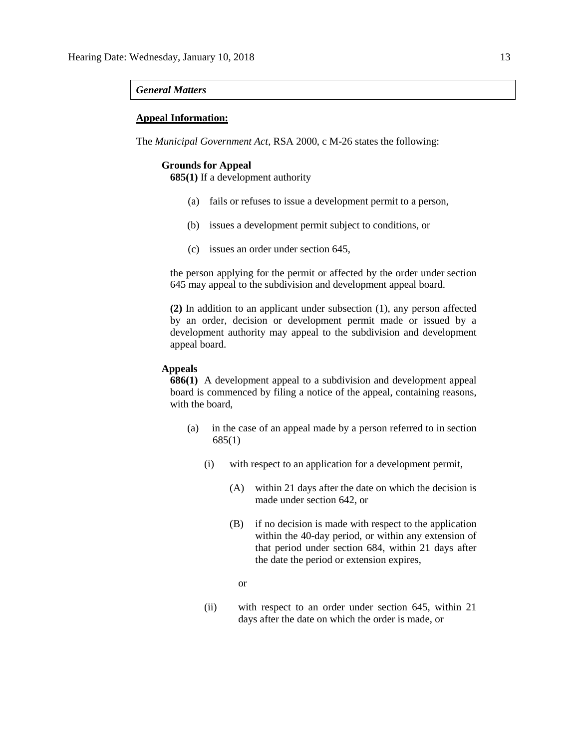***General Matters***

**Appeal Information:**

The *Municipal Government Act*, RSA 2000, c M-26 states the following:

**Grounds for Appeal**

**685(1)** If a development authority

(a) fails or refuses to issue a development permit to a person,

(b) issues a development permit subject to conditions, or

(c) issues an order under section 645,

the person applying for the permit or affected by the order under section 645 may appeal to the subdivision and development appeal board.

**(2)** In addition to an applicant under subsection (1), any person affected by an order, decision or development permit made or issued by a development authority may appeal to the subdivision and development appeal board.

**Appeals**

**686(1)** A development appeal to a subdivision and development appeal board is commenced by filing a notice of the appeal, containing reasons, with the board,

(a) in the case of an appeal made by a person referred to in section 685(1)

(i) with respect to an application for a development permit,

(A) within 21 days after the date on which the decision is made under section 642, or

(B) if no decision is made with respect to the application within the 40-day period, or within any extension of that period under section 684, within 21 days after the date the period or extension expires,

or

(ii) with respect to an order under section 645, within 21 days after the date on which the order is made, or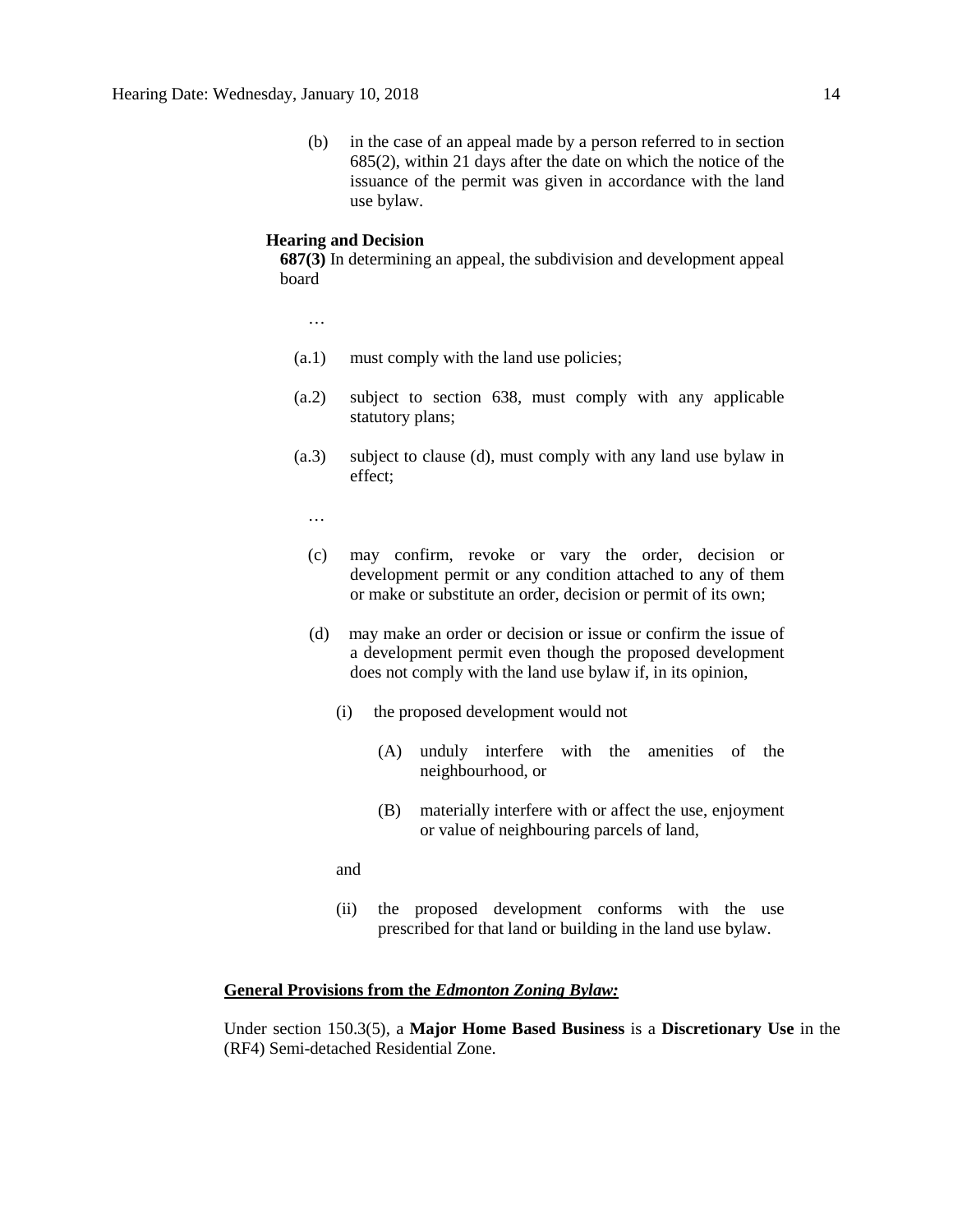(b) in the case of an appeal made by a person referred to in section 685(2), within 21 days after the date on which the notice of the issuance of the permit was given in accordance with the land use bylaw.

**Hearing and Decision**

**687(3)** In determining an appeal, the subdivision and development appeal board

…

(a.1) must comply with the land use policies;

(a.2) subject to section 638, must comply with any applicable statutory plans;

(a.3) subject to clause (d), must comply with any land use bylaw in effect;

…

(c) may confirm, revoke or vary the order, decision or development permit or any condition attached to any of them or make or substitute an order, decision or permit of its own;

(d) may make an order or decision or issue or confirm the issue of a development permit even though the proposed development does not comply with the land use bylaw if, in its opinion,

(i) the proposed development would not

(A) unduly interfere with the amenities of the neighbourhood, or

(B) materially interfere with or affect the use, enjoyment or value of neighbouring parcels of land,

and

(ii) the proposed development conforms with the use prescribed for that land or building in the land use bylaw.

**General Provisions from the *Edmonton Zoning Bylaw:***

Under section 150.3(5), a **Major Home Based Business** is a **Discretionary Use** in the (RF4) Semi-detached Residential Zone.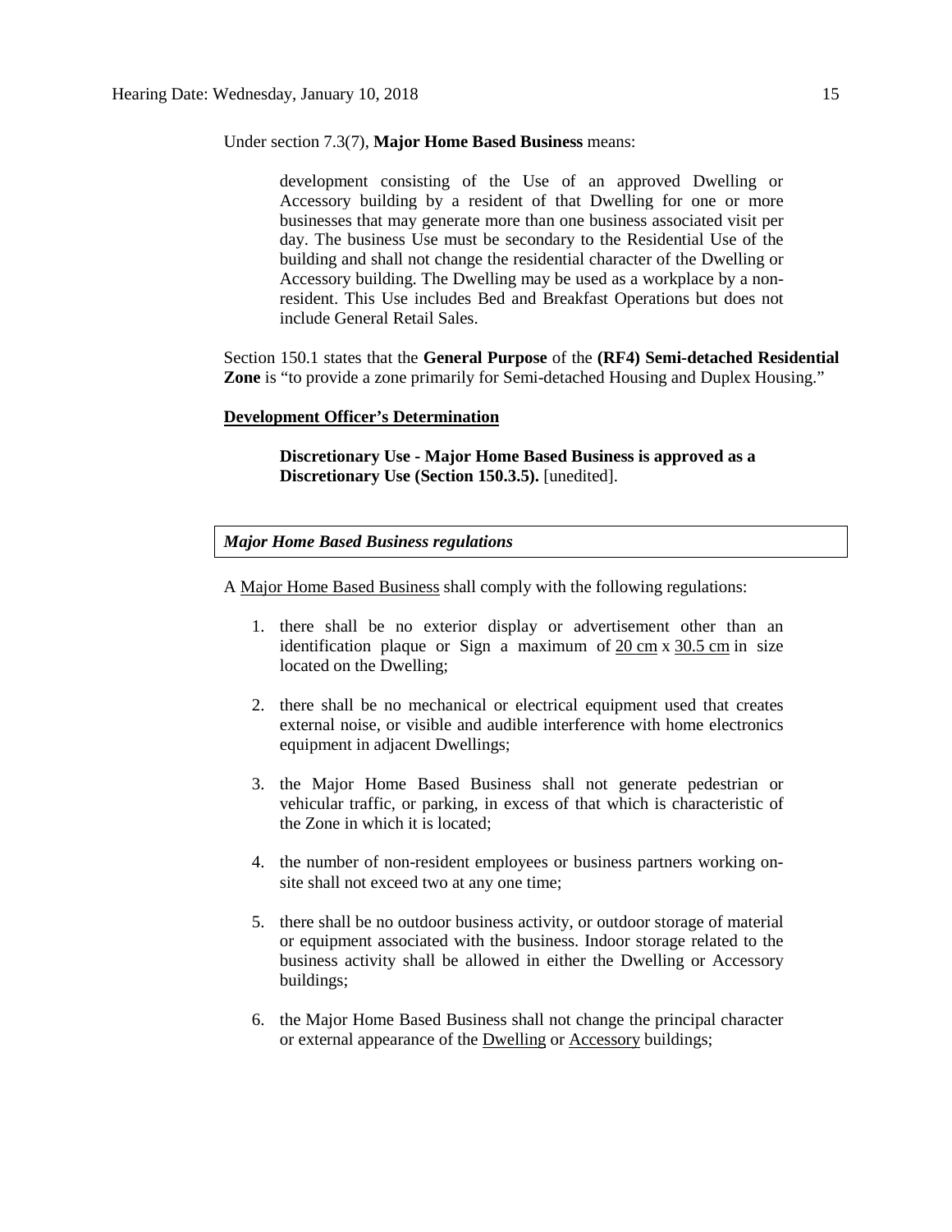Under section 7.3(7), **Major Home Based Business** means:

> development consisting of the Use of an approved Dwelling or Accessory building by a resident of that Dwelling for one or more businesses that may generate more than one business associated visit per day. The business Use must be secondary to the Residential Use of the building and shall not change the residential character of the Dwelling or Accessory building. The Dwelling may be used as a workplace by a non-resident. This Use includes Bed and Breakfast Operations but does not include General Retail Sales.

Section 150.1 states that the **General Purpose** of the **(RF4) Semi-detached Residential Zone** is "to provide a zone primarily for Semi-detached Housing and Duplex Housing."

**Development Officer's Determination**

> **Discretionary Use - Major Home Based Business is approved as a Discretionary Use (Section 150.3.5).** [unedited].

***Major Home Based Business regulations***

A Major Home Based Business shall comply with the following regulations:

1. there shall be no exterior display or advertisement other than an identification plaque or Sign a maximum of 20 cm x 30.5 cm in size located on the Dwelling;

2. there shall be no mechanical or electrical equipment used that creates external noise, or visible and audible interference with home electronics equipment in adjacent Dwellings;

3. the Major Home Based Business shall not generate pedestrian or vehicular traffic, or parking, in excess of that which is characteristic of the Zone in which it is located;

4. the number of non-resident employees or business partners working on-site shall not exceed two at any one time;

5. there shall be no outdoor business activity, or outdoor storage of material or equipment associated with the business. Indoor storage related to the business activity shall be allowed in either the Dwelling or Accessory buildings;

6. the Major Home Based Business shall not change the principal character or external appearance of the Dwelling or Accessory buildings;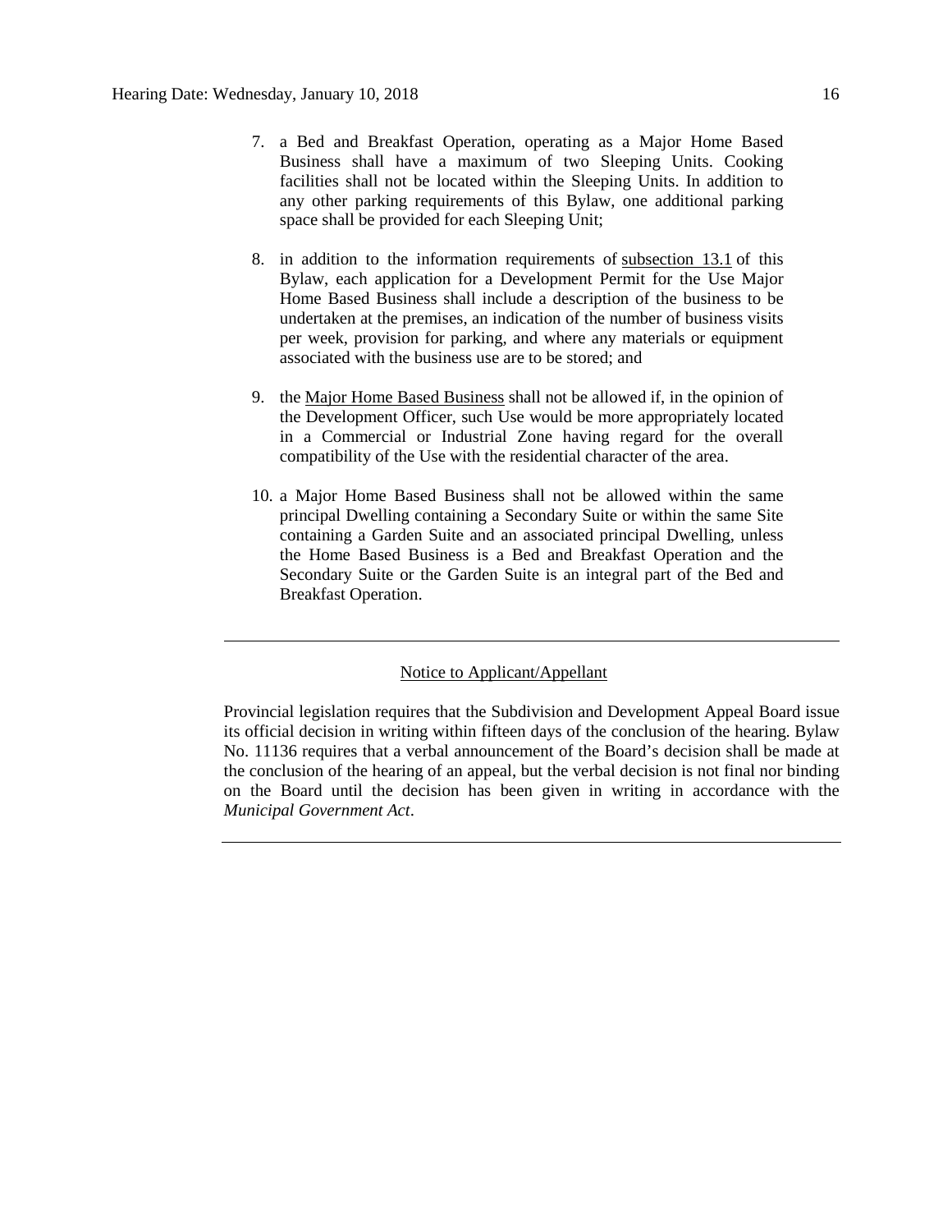7. a Bed and Breakfast Operation, operating as a Major Home Based Business shall have a maximum of two Sleeping Units. Cooking facilities shall not be located within the Sleeping Units. In addition to any other parking requirements of this Bylaw, one additional parking space shall be provided for each Sleeping Unit;

8. in addition to the information requirements of subsection 13.1 of this Bylaw, each application for a Development Permit for the Use Major Home Based Business shall include a description of the business to be undertaken at the premises, an indication of the number of business visits per week, provision for parking, and where any materials or equipment associated with the business use are to be stored; and

9. the Major Home Based Business shall not be allowed if, in the opinion of the Development Officer, such Use would be more appropriately located in a Commercial or Industrial Zone having regard for the overall compatibility of the Use with the residential character of the area.

10. a Major Home Based Business shall not be allowed within the same principal Dwelling containing a Secondary Suite or within the same Site containing a Garden Suite and an associated principal Dwelling, unless the Home Based Business is a Bed and Breakfast Operation and the Secondary Suite or the Garden Suite is an integral part of the Bed and Breakfast Operation.

---

Notice to Applicant/Appellant

Provincial legislation requires that the Subdivision and Development Appeal Board issue its official decision in writing within fifteen days of the conclusion of the hearing. Bylaw No. 11136 requires that a verbal announcement of the Board's decision shall be made at the conclusion of the hearing of an appeal, but the verbal decision is not final nor binding on the Board until the decision has been given in writing in accordance with the *Municipal Government Act*.

---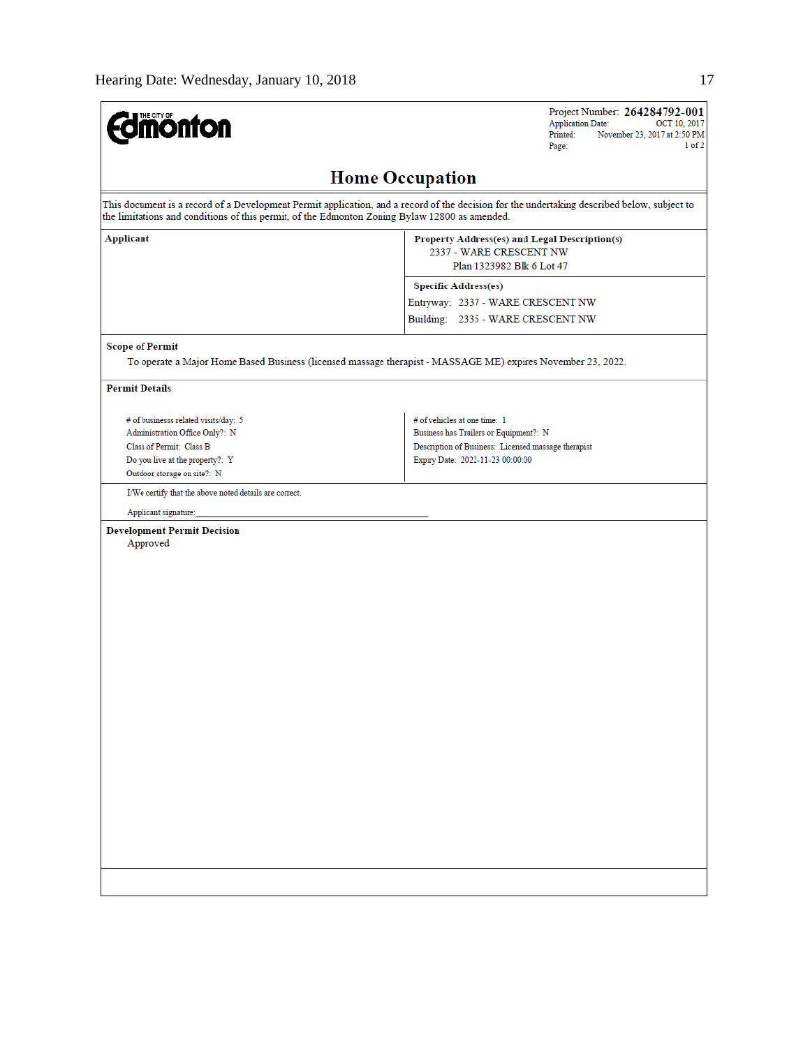THE CITY OF Edmonton

Project Number: **264284792-001**
Application Date: OCT 10, 2017
Printed: November 23, 2017 at 2:50 PM
Page: 1 of 2

# Home Occupation

This document is a record of a Development Permit application, and a record of the decision for the undertaking described below, subject to the limitations and conditions of this permit, of the Edmonton Zoning Bylaw 12800 as amended.

| **Applicant** | **Property Address(es) and Legal Description(s)** |
|---|---|
| | 2337 - WARE CRESCENT NW<br>Plan 1323982 Blk 6 Lot 47 |
| | **Specific Address(es)** |
| | Entryway: 2337 - WARE CRESCENT NW<br>Building: 2335 - WARE CRESCENT NW |

**Scope of Permit**

To operate a Major Home Based Business (licensed massage therapist - MASSAGE ME) expires November 23, 2022.

**Permit Details**

| | |
|---|---|
| # of businesss related visits/day: 5 | # of vehicles at one time: 1 |
| Administration Office Only?: N | Business has Trailers or Equipment?: N |
| Class of Permit: Class B | Description of Business: Licensed massage therapist |
| Do you live at the property?: Y | Expiry Date: 2022-11-23 00:00:00 |
| Outdoor storage on site?: N | |

I/We certify that the above noted details are correct.

Applicant signature:\_\_\_\_\_\_\_\_\_\_\_\_\_\_\_\_\_\_\_\_\_\_\_\_\_\_\_\_\_\_\_\_\_\_\_\_\_\_\_\_

**Development Permit Decision**

Approved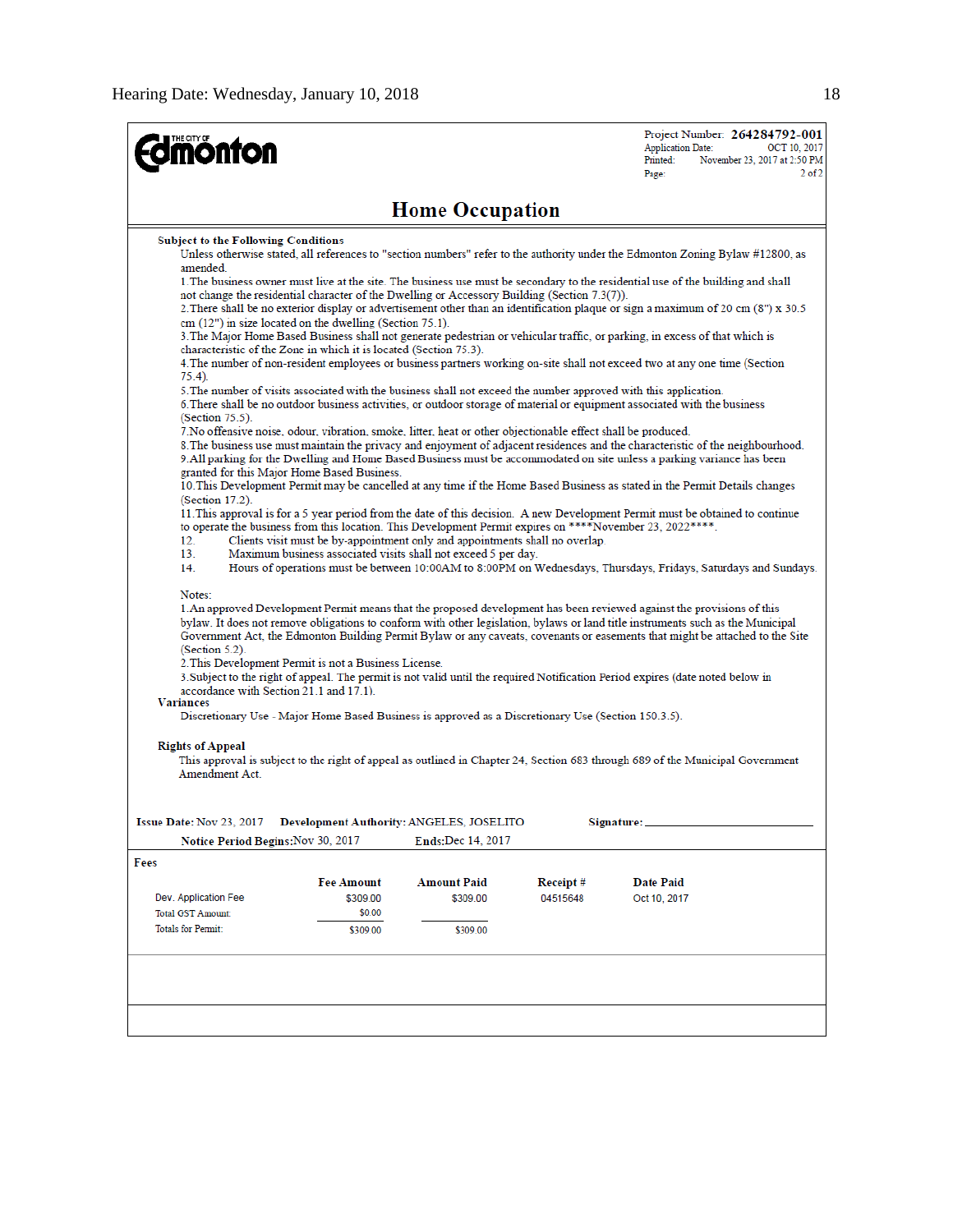THE CITY OF **Edmonton**

Project Number: **264284792-001**
Application Date: OCT 10, 2017
Printed: November 23, 2017 at 2:50 PM
Page: 2 of 2

# Home Occupation

**Subject to the Following Conditions**

Unless otherwise stated, all references to "section numbers" refer to the authority under the Edmonton Zoning Bylaw #12800, as amended.

1. The business owner must live at the site. The business use must be secondary to the residential use of the building and shall not change the residential character of the Dwelling or Accessory Building (Section 7.3(7)).
2. There shall be no exterior display or advertisement other than an identification plaque or sign a maximum of 20 cm (8") x 30.5 cm (12") in size located on the dwelling (Section 75.1).
3. The Major Home Based Business shall not generate pedestrian or vehicular traffic, or parking, in excess of that which is characteristic of the Zone in which it is located (Section 75.3).
4. The number of non-resident employees or business partners working on-site shall not exceed two at any one time (Section 75.4).
5. The number of visits associated with the business shall not exceed the number approved with this application.
6. There shall be no outdoor business activities, or outdoor storage of material or equipment associated with the business (Section 75.5).
7. No offensive noise, odour, vibration, smoke, litter, heat or other objectionable effect shall be produced.
8. The business use must maintain the privacy and enjoyment of adjacent residences and the characteristic of the neighbourhood.
9. All parking for the Dwelling and Home Based Business must be accommodated on site unless a parking variance has been granted for this Major Home Based Business.
10. This Development Permit may be cancelled at any time if the Home Based Business as stated in the Permit Details changes (Section 17.2).
11. This approval is for a 5 year period from the date of this decision. A new Development Permit must be obtained to continue to operate the business from this location. This Development Permit expires on \*\*\*\*November 23, 2022\*\*\*\*.
12. Clients visit must be by-appointment only and appointments shall no overlap.
13. Maximum business associated visits shall not exceed 5 per day.
14. Hours of operations must be between 10:00AM to 8:00PM on Wednesdays, Thursdays, Fridays, Saturdays and Sundays.

Notes:

1. An approved Development Permit means that the proposed development has been reviewed against the provisions of this bylaw. It does not remove obligations to conform with other legislation, bylaws or land title instruments such as the Municipal Government Act, the Edmonton Building Permit Bylaw or any caveats, covenants or easements that might be attached to the Site (Section 5.2).
2. This Development Permit is not a Business License.
3. Subject to the right of appeal. The permit is not valid until the required Notification Period expires (date noted below in accordance with Section 21.1 and 17.1).

**Variances**

Discretionary Use - Major Home Based Business is approved as a Discretionary Use (Section 150.3.5).

**Rights of Appeal**

This approval is subject to the right of appeal as outlined in Chapter 24, Section 683 through 689 of the Municipal Government Amendment Act.

**Issue Date:** Nov 23, 2017 **Development Authority:** ANGELES, JOSELITO **Signature:** ______________________

**Notice Period Begins:** Nov 30, 2017 **Ends:** Dec 14, 2017

**Fees**

| | Fee Amount | Amount Paid | Receipt # | Date Paid |
|---|---|---|---|---|
| Dev. Application Fee | $309.00 | $309.00 | 04515648 | Oct 10, 2017 |
| Total GST Amount: | $0.00 | | | |
| Totals for Permit: | $309.00 | $309.00 | | |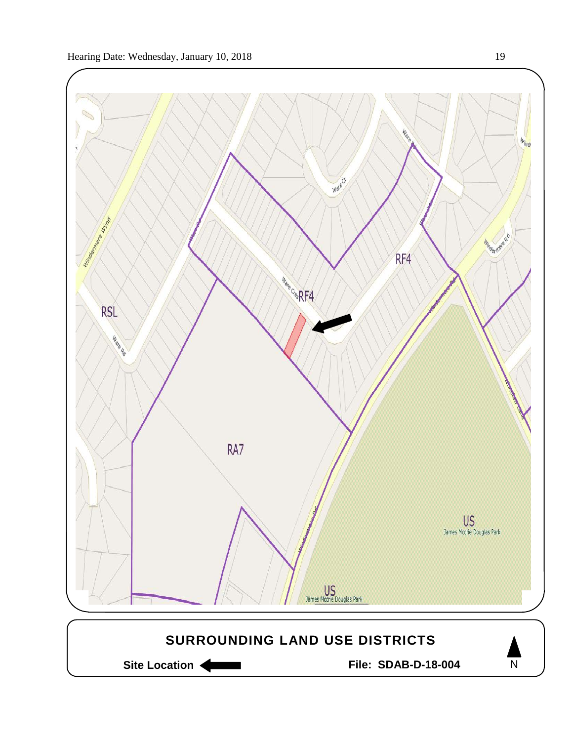Windermere Wynd

Ware Rd

Ware Ct

Ware Rd

Ware Cres

Windermere Rd

RSL

RF4

RF4

Ware Rd

Ware Cres

Windermere Rd

RA7

US

James Mccrie Douglas Park

US

James Mccrie Douglas Park

Windermere Rd

## SURROUNDING LAND USE DISTRICTS

**Site Location** ←

**File: SDAB-D-18-004**

N